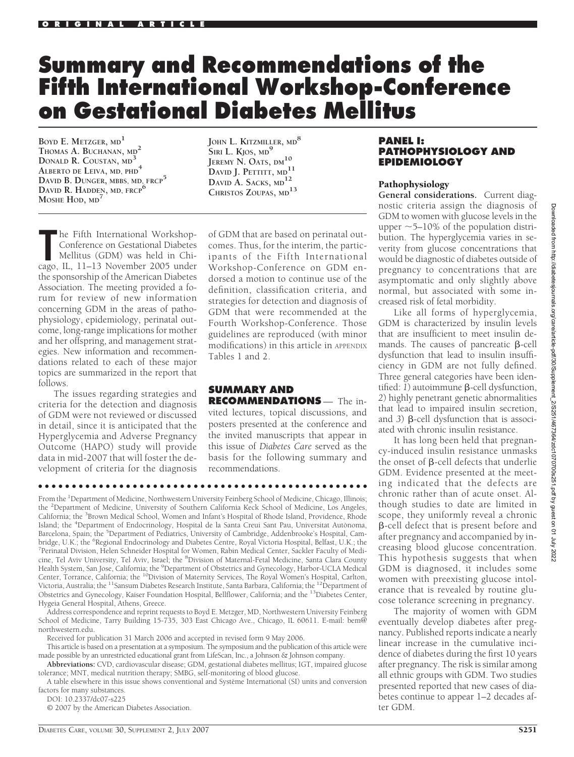ORIGINAL ARTICLE

# Summary and Recommendations of the Fifth International Workshop-Conference on Gestational Diabetes Mellitus

**Boyd E. Metzger, MD[1]**
**Thomas A. Buchanan, MD[2]**
**Donald R. Coustan, MD[3]**
**Alberto de Leiva, MD, PhD[4]**
**David B. Dunger, MBBS, MD, FRCP[5]**
**David R. Hadden, MD, FRCP[6]**
**Moshe Hod, MD[7]**
**John L. Kitzmiller, MD[8]**
**Siri L. Kjos, MD[9]**
**Jeremy N. Oats, DM[10]**
**David J. Pettitt, MD[11]**
**David A. Sacks, MD[12]**
**Christos Zoupas, MD[13]**

The Fifth International Workshop-Conference on Gestational Diabetes Mellitus (GDM) was held in Chicago, IL, 11–13 November 2005 under the sponsorship of the American Diabetes Association. The meeting provided a forum for review of new information concerning GDM in the areas of pathophysiology, epidemiology, perinatal outcome, long-range implications for mother and her offspring, and management strategies. New information and recommendations related to each of these major topics are summarized in the report that follows.

The issues regarding strategies and criteria for the detection and diagnosis of GDM were not reviewed or discussed in detail, since it is anticipated that the Hyperglycemia and Adverse Pregnancy Outcome (HAPO) study will provide data in mid-2007 that will foster the development of criteria for the diagnosis of GDM that are based on perinatal outcomes. Thus, for the interim, the participants of the Fifth International Workshop-Conference on GDM endorsed a motion to continue use of the definition, classification criteria, and strategies for detection and diagnosis of GDM that were recommended at the Fourth Workshop-Conference. Those guidelines are reproduced (with minor modifications) in this article in APPENDIX Tables 1 and 2.

## SUMMARY AND RECOMMENDATIONS

The invited lectures, topical discussions, and posters presented at the conference and the invited manuscripts that appear in this issue of *Diabetes Care* served as the basis for the following summary and recommendations.

From the [1]Department of Medicine, Northwestern University Feinberg School of Medicine, Chicago, Illinois; the [2]Department of Medicine, University of Southern California Keck School of Medicine, Los Angeles, California; the [3]Brown Medical School, Women and Infant's Hospital of Rhode Island, Providence, Rhode Island; the [4]Department of Endocrinology, Hospital de la Santa Creui Sant Pau, Universitat Autònoma, Barcelona, Spain; the [5]Department of Pediatrics, University of Cambridge, Addenbrooke's Hospital, Cambridge, U.K.; the [6]Regional Endocrinology and Diabetes Centre, Royal Victoria Hospital, Belfast, U.K.; the [7]Perinatal Division, Helen Schneider Hospital for Women, Rabin Medical Center, Sackler Faculty of Medicine, Tel Aviv University, Tel Aviv, Israel; the [8]Division of Maternal-Fetal Medicine, Santa Clara County Health System, San Jose, California; the [9]Department of Obstetrics and Gynecology, Harbor-UCLA Medical Center, Torrance, California; the [10]Division of Maternity Services, The Royal Women's Hospital, Carlton, Victoria, Australia; the [11]Sansum Diabetes Research Institute, Santa Barbara, California; the [12]Department of Obstetrics and Gynecology, Kaiser Foundation Hospital, Bellflower, California; and the [13]Diabetes Center, Hygeia General Hospital, Athens, Greece.

Address correspondence and reprint requests to Boyd E. Metzger, MD, Northwestern University Feinberg School of Medicine, Tarry Building 15-735, 303 East Chicago Ave., Chicago, IL 60611. E-mail: bem@northwestern.edu.

Received for publication 31 March 2006 and accepted in revised form 9 May 2006.

This article is based on a presentation at a symposium. The symposium and the publication of this article were made possible by an unrestricted educational grant from LifeScan, Inc., a Johnson & Johnson company.

**Abbreviations:** CVD, cardiovascular disease; GDM, gestational diabetes mellitus; IGT, impaired glucose tolerance; MNT, medical nutrition therapy; SMBG, self-monitoring of blood glucose.

A table elsewhere in this issue shows conventional and Système International (SI) units and conversion factors for many substances.

DOI: 10.2337/dc07-s225

© 2007 by the American Diabetes Association.

## PANEL I: PATHOPHYSIOLOGY AND EPIDEMIOLOGY

### Pathophysiology

**General considerations.** Current diagnostic criteria assign the diagnosis of GDM to women with glucose levels in the upper ~5–10% of the population distribution. The hyperglycemia varies in severity from glucose concentrations that would be diagnostic of diabetes outside of pregnancy to concentrations that are asymptomatic and only slightly above normal, but associated with some increased risk of fetal morbidity.

Like all forms of hyperglycemia, GDM is characterized by insulin levels that are insufficient to meet insulin demands. The causes of pancreatic β-cell dysfunction that lead to insulin insufficiency in GDM are not fully defined. Three general categories have been identified: *1*) autoimmune β-cell dysfunction, *2*) highly penetrant genetic abnormalities that lead to impaired insulin secretion, and *3*) β-cell dysfunction that is associated with chronic insulin resistance.

It has long been held that pregnancy-induced insulin resistance unmasks the onset of β-cell defects that underlie GDM. Evidence presented at the meeting indicated that the defects are chronic rather than of acute onset. Although studies to date are limited in scope, they uniformly reveal a chronic β-cell defect that is present before and after pregnancy and accompanied by increasing blood glucose concentration. This hypothesis suggests that when GDM is diagnosed, it includes some women with preexisting glucose intolerance that is revealed by routine glucose tolerance screening in pregnancy.

The majority of women with GDM eventually develop diabetes after pregnancy. Published reports indicate a nearly linear increase in the cumulative incidence of diabetes during the first 10 years after pregnancy. The risk is similar among all ethnic groups with GDM. Two studies presented reported that new cases of diabetes continue to appear 1–2 decades after GDM.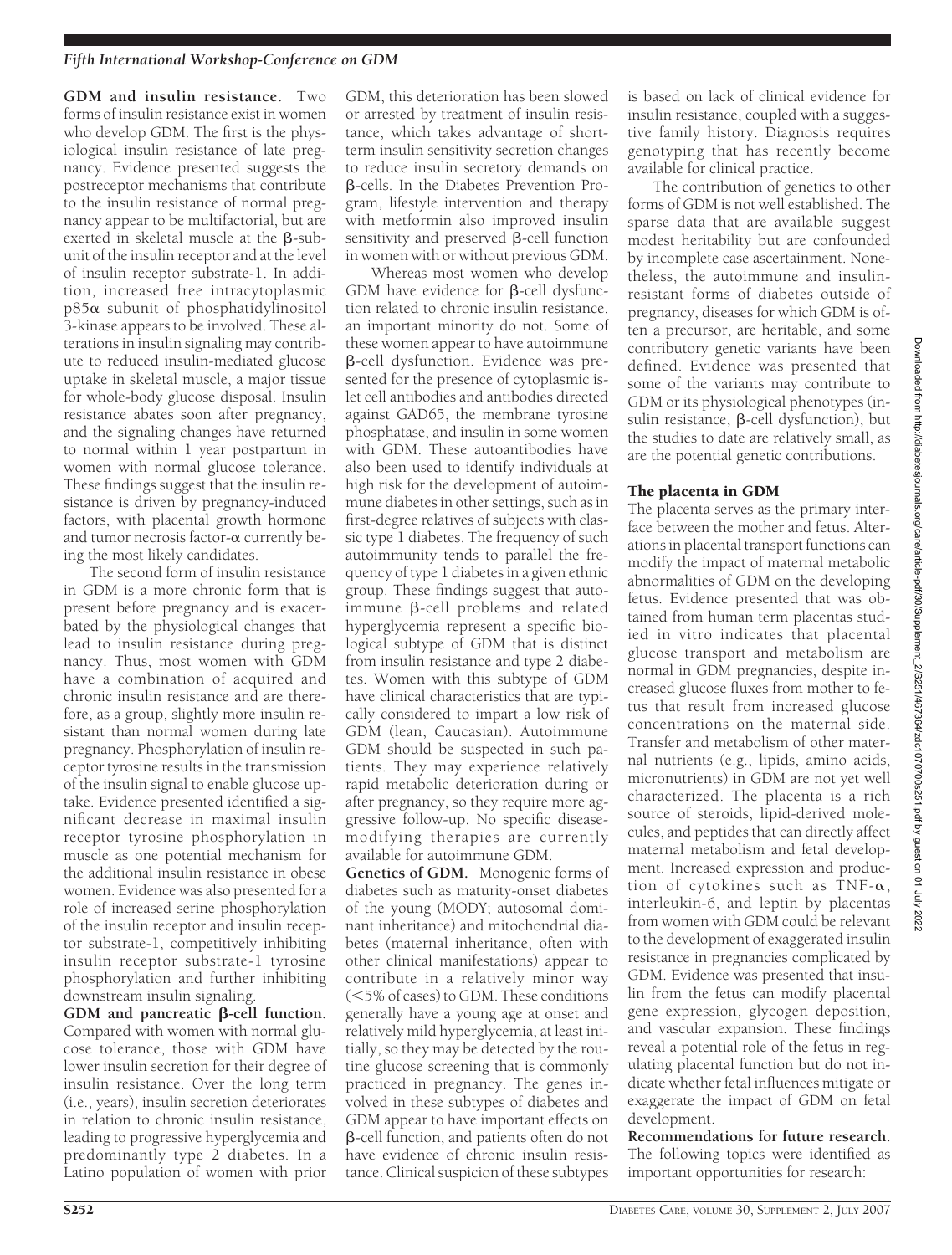**GDM and insulin resistance.** Two forms of insulin resistance exist in women who develop GDM. The first is the physiological insulin resistance of late pregnancy. Evidence presented suggests the postreceptor mechanisms that contribute to the insulin resistance of normal pregnancy appear to be multifactorial, but are exerted in skeletal muscle at the β-subunit of the insulin receptor and at the level of insulin receptor substrate-1. In addition, increased free intracytoplasmic p85α subunit of phosphatidylinositol 3-kinase appears to be involved. These alterations in insulin signaling may contribute to reduced insulin-mediated glucose uptake in skeletal muscle, a major tissue for whole-body glucose disposal. Insulin resistance abates soon after pregnancy, and the signaling changes have returned to normal within 1 year postpartum in women with normal glucose tolerance. These findings suggest that the insulin resistance is driven by pregnancy-induced factors, with placental growth hormone and tumor necrosis factor-α currently being the most likely candidates.

The second form of insulin resistance in GDM is a more chronic form that is present before pregnancy and is exacerbated by the physiological changes that lead to insulin resistance during pregnancy. Thus, most women with GDM have a combination of acquired and chronic insulin resistance and are therefore, as a group, slightly more insulin resistant than normal women during late pregnancy. Phosphorylation of insulin receptor tyrosine results in the transmission of the insulin signal to enable glucose uptake. Evidence presented identified a significant decrease in maximal insulin receptor tyrosine phosphorylation in muscle as one potential mechanism for the additional insulin resistance in obese women. Evidence was also presented for a role of increased serine phosphorylation of the insulin receptor and insulin receptor substrate-1, competitively inhibiting insulin receptor substrate-1 tyrosine phosphorylation and further inhibiting downstream insulin signaling.

**GDM and pancreatic β-cell function.** Compared with women with normal glucose tolerance, those with GDM have lower insulin secretion for their degree of insulin resistance. Over the long term (i.e., years), insulin secretion deteriorates in relation to chronic insulin resistance, leading to progressive hyperglycemia and predominantly type 2 diabetes. In a Latino population of women with prior GDM, this deterioration has been slowed or arrested by treatment of insulin resistance, which takes advantage of short-term insulin sensitivity secretion changes to reduce insulin secretory demands on β-cells. In the Diabetes Prevention Program, lifestyle intervention and therapy with metformin also improved insulin sensitivity and preserved β-cell function in women with or without previous GDM.

Whereas most women who develop GDM have evidence for β-cell dysfunction related to chronic insulin resistance, an important minority do not. Some of these women appear to have autoimmune β-cell dysfunction. Evidence was presented for the presence of cytoplasmic islet cell antibodies and antibodies directed against GAD65, the membrane tyrosine phosphatase, and insulin in some women with GDM. These autoantibodies have also been used to identify individuals at high risk for the development of autoimmune diabetes in other settings, such as in first-degree relatives of subjects with classic type 1 diabetes. The frequency of such autoimmunity tends to parallel the frequency of type 1 diabetes in a given ethnic group. These findings suggest that autoimmune β-cell problems and related hyperglycemia represent a specific biological subtype of GDM that is distinct from insulin resistance and type 2 diabetes. Women with this subtype of GDM have clinical characteristics that are typically considered to impart a low risk of GDM (lean, Caucasian). Autoimmune GDM should be suspected in such patients. They may experience relatively rapid metabolic deterioration during or after pregnancy, so they require more aggressive follow-up. No specific disease-modifying therapies are currently available for autoimmune GDM.

**Genetics of GDM.** Monogenic forms of diabetes such as maturity-onset diabetes of the young (MODY; autosomal dominant inheritance) and mitochondrial diabetes (maternal inheritance, often with other clinical manifestations) appear to contribute in a relatively minor way (<5% of cases) to GDM. These conditions generally have a young age at onset and relatively mild hyperglycemia, at least initially, so they may be detected by the routine glucose screening that is commonly practiced in pregnancy. The genes involved in these subtypes of diabetes and GDM appear to have important effects on β-cell function, and patients often do not have evidence of chronic insulin resistance. Clinical suspicion of these subtypes is based on lack of clinical evidence for insulin resistance, coupled with a suggestive family history. Diagnosis requires genotyping that has recently become available for clinical practice.

The contribution of genetics to other forms of GDM is not well established. The sparse data that are available suggest modest heritability but are confounded by incomplete case ascertainment. Nonetheless, the autoimmune and insulin-resistant forms of diabetes outside of pregnancy, diseases for which GDM is often a precursor, are heritable, and some contributory genetic variants have been defined. Evidence was presented that some of the variants may contribute to GDM or its physiological phenotypes (insulin resistance, β-cell dysfunction), but the studies to date are relatively small, as are the potential genetic contributions.

## The placenta in GDM

The placenta serves as the primary interface between the mother and fetus. Alterations in placental transport functions can modify the impact of maternal metabolic abnormalities of GDM on the developing fetus. Evidence presented that was obtained from human term placentas studied in vitro indicates that placental glucose transport and metabolism are normal in GDM pregnancies, despite increased glucose fluxes from mother to fetus that result from increased glucose concentrations on the maternal side. Transfer and metabolism of other maternal nutrients (e.g., lipids, amino acids, micronutrients) in GDM are not yet well characterized. The placenta is a rich source of steroids, lipid-derived molecules, and peptides that can directly affect maternal metabolism and fetal development. Increased expression and production of cytokines such as TNF-α, interleukin-6, and leptin by placentas from women with GDM could be relevant to the development of exaggerated insulin resistance in pregnancies complicated by GDM. Evidence was presented that insulin from the fetus can modify placental gene expression, glycogen deposition, and vascular expansion. These findings reveal a potential role of the fetus in regulating placental function but do not indicate whether fetal influences mitigate or exaggerate the impact of GDM on fetal development.

**Recommendations for future research.** The following topics were identified as important opportunities for research: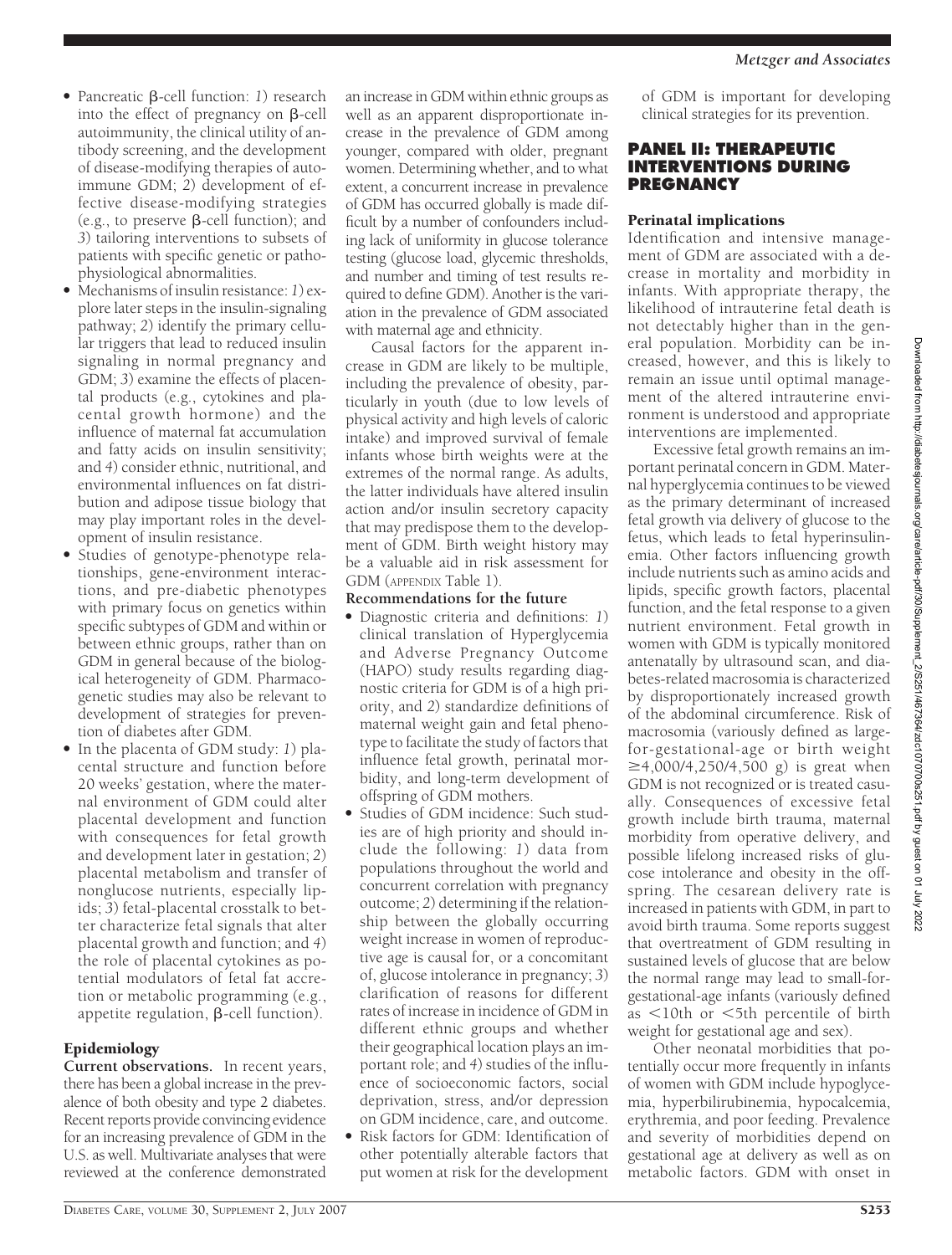- Pancreatic β-cell function: *1*) research into the effect of pregnancy on β-cell autoimmunity, the clinical utility of antibody screening, and the development of disease-modifying therapies of autoimmune GDM; *2*) development of effective disease-modifying strategies (e.g., to preserve β-cell function); and *3*) tailoring interventions to subsets of patients with specific genetic or pathophysiological abnormalities.
- Mechanisms of insulin resistance: *1*) explore later steps in the insulin-signaling pathway; *2*) identify the primary cellular triggers that lead to reduced insulin signaling in normal pregnancy and GDM; *3*) examine the effects of placental products (e.g., cytokines and placental growth hormone) and the influence of maternal fat accumulation and fatty acids on insulin sensitivity; and *4*) consider ethnic, nutritional, and environmental influences on fat distribution and adipose tissue biology that may play important roles in the development of insulin resistance.
- Studies of genotype-phenotype relationships, gene-environment interactions, and pre-diabetic phenotypes with primary focus on genetics within specific subtypes of GDM and within or between ethnic groups, rather than on GDM in general because of the biological heterogeneity of GDM. Pharmacogenetic studies may also be relevant to development of strategies for prevention of diabetes after GDM.
- In the placenta of GDM study: *1*) placental structure and function before 20 weeks' gestation, where the maternal environment of GDM could alter placental development and function with consequences for fetal growth and development later in gestation; *2*) placental metabolism and transfer of nonglucose nutrients, especially lipids; *3*) fetal-placental crosstalk to better characterize fetal signals that alter placental growth and function; and *4*) the role of placental cytokines as potential modulators of fetal fat accretion or metabolic programming (e.g., appetite regulation, β-cell function).

### Epidemiology

**Current observations.** In recent years, there has been a global increase in the prevalence of both obesity and type 2 diabetes. Recent reports provide convincing evidence for an increasing prevalence of GDM in the U.S. as well. Multivariate analyses that were reviewed at the conference demonstrated an increase in GDM within ethnic groups as well as an apparent disproportionate increase in the prevalence of GDM among younger, compared with older, pregnant women. Determining whether, and to what extent, a concurrent increase in prevalence of GDM has occurred globally is made difficult by a number of confounders including lack of uniformity in glucose tolerance testing (glucose load, glycemic thresholds, and number and timing of test results required to define GDM). Another is the variation in the prevalence of GDM associated with maternal age and ethnicity.

Causal factors for the apparent increase in GDM are likely to be multiple, including the prevalence of obesity, particularly in youth (due to low levels of physical activity and high levels of caloric intake) and improved survival of female infants whose birth weights were at the extremes of the normal range. As adults, the latter individuals have altered insulin action and/or insulin secretory capacity that may predispose them to the development of GDM. Birth weight history may be a valuable aid in risk assessment for GDM (APPENDIX Table 1).

**Recommendations for the future**

- Diagnostic criteria and definitions: *1*) clinical translation of Hyperglycemia and Adverse Pregnancy Outcome (HAPO) study results regarding diagnostic criteria for GDM is of a high priority, and *2*) standardize definitions of maternal weight gain and fetal phenotype to facilitate the study of factors that influence fetal growth, perinatal morbidity, and long-term development of offspring of GDM mothers.
- Studies of GDM incidence: Such studies are of high priority and should include the following: *1*) data from populations throughout the world and concurrent correlation with pregnancy outcome; *2*) determining if the relationship between the globally occurring weight increase in women of reproductive age is causal for, or a concomitant of, glucose intolerance in pregnancy; *3*) clarification of reasons for different rates of increase in incidence of GDM in different ethnic groups and whether their geographical location plays an important role; and *4*) studies of the influence of socioeconomic factors, social deprivation, stress, and/or depression on GDM incidence, care, and outcome.
- Risk factors for GDM: Identification of other potentially alterable factors that put women at risk for the development of GDM is important for developing clinical strategies for its prevention.

## PANEL II: THERAPEUTIC INTERVENTIONS DURING PREGNANCY

### Perinatal implications

Identification and intensive management of GDM are associated with a decrease in mortality and morbidity in infants. With appropriate therapy, the likelihood of intrauterine fetal death is not detectably higher than in the general population. Morbidity can be increased, however, and this is likely to remain an issue until optimal management of the altered intrauterine environment is understood and appropriate interventions are implemented.

Excessive fetal growth remains an important perinatal concern in GDM. Maternal hyperglycemia continues to be viewed as the primary determinant of increased fetal growth via delivery of glucose to the fetus, which leads to fetal hyperinsulinemia. Other factors influencing growth include nutrients such as amino acids and lipids, specific growth factors, placental function, and the fetal response to a given nutrient environment. Fetal growth in women with GDM is typically monitored antenatally by ultrasound scan, and diabetes-related macrosomia is characterized by disproportionately increased growth of the abdominal circumference. Risk of macrosomia (variously defined as large-for-gestational-age or birth weight ≥4,000/4,250/4,500 g) is great when GDM is not recognized or is treated casually. Consequences of excessive fetal growth include birth trauma, maternal morbidity from operative delivery, and possible lifelong increased risks of glucose intolerance and obesity in the offspring. The cesarean delivery rate is increased in patients with GDM, in part to avoid birth trauma. Some reports suggest that overtreatment of GDM resulting in sustained levels of glucose that are below the normal range may lead to small-for-gestational-age infants (variously defined as <10th or <5th percentile of birth weight for gestational age and sex).

Other neonatal morbidities that potentially occur more frequently in infants of women with GDM include hypoglycemia, hyperbilirubinemia, hypocalcemia, erythremia, and poor feeding. Prevalence and severity of morbidities depend on gestational age at delivery as well as on metabolic factors. GDM with onset in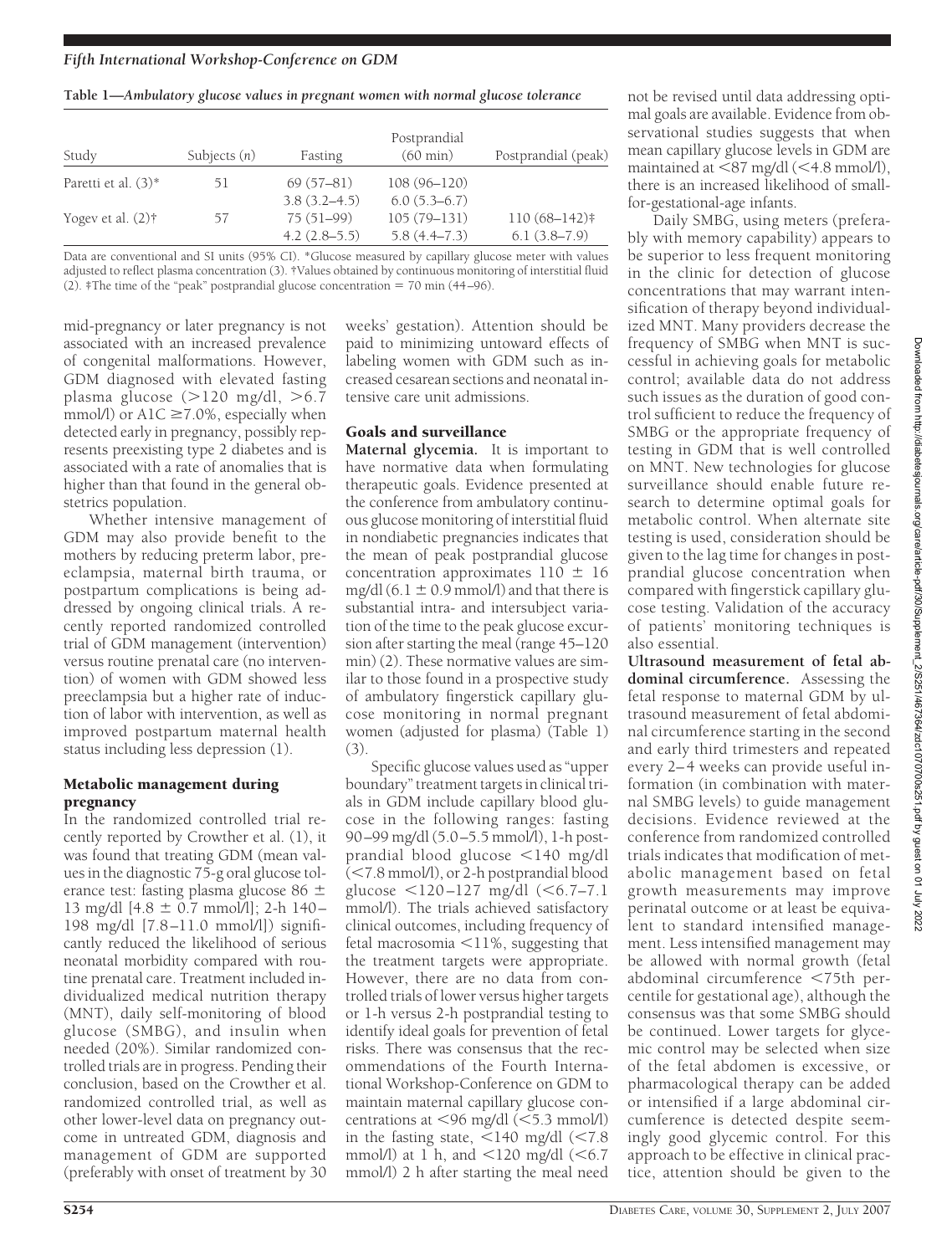**Table 1—Ambulatory glucose values in pregnant women with normal glucose tolerance**

| Study | Subjects (n) | Fasting | Postprandial (60 min) | Postprandial (peak) |
|---|---|---|---|---|
| Paretti et al. (3)* | 51 | 69 (57–81)<br>3.8 (3.2–4.5) | 108 (96–120)<br>6.0 (5.3–6.7) | |
| Yogev et al. (2)† | 57 | 75 (51–99)<br>4.2 (2.8–5.5) | 105 (79–131)<br>5.8 (4.4–7.3) | 110 (68–142)‡<br>6.1 (3.8–7.9) |

Data are conventional and SI units (95% CI). *Glucose measured by capillary glucose meter with values adjusted to reflect plasma concentration (3). †Values obtained by continuous monitoring of interstitial fluid (2). ‡The time of the "peak" postprandial glucose concentration = 70 min (44–96).

mid-pregnancy or later pregnancy is not associated with an increased prevalence of congenital malformations. However, GDM diagnosed with elevated fasting plasma glucose (>120 mg/dl, >6.7 mmol/l) or A1C ≥7.0%, especially when detected early in pregnancy, possibly represents preexisting type 2 diabetes and is associated with a rate of anomalies that is higher than that found in the general obstetrics population.

Whether intensive management of GDM may also provide benefit to the mothers by reducing preterm labor, preeclampsia, maternal birth trauma, or postpartum complications is being addressed by ongoing clinical trials. A recently reported randomized controlled trial of GDM management (intervention) versus routine prenatal care (no intervention) of women with GDM showed less preeclampsia but a higher rate of induction of labor with intervention, as well as improved postpartum maternal health status including less depression (1).

## Metabolic management during pregnancy

In the randomized controlled trial recently reported by Crowther et al. (1), it was found that treating GDM (mean values in the diagnostic 75-g oral glucose tolerance test: fasting plasma glucose 86 ± 13 mg/dl [4.8 ± 0.7 mmol/l]; 2-h 140–198 mg/dl [7.8–11.0 mmol/l]) significantly reduced the likelihood of serious neonatal morbidity compared with routine prenatal care. Treatment included individualized medical nutrition therapy (MNT), daily self-monitoring of blood glucose (SMBG), and insulin when needed (20%). Similar randomized controlled trials are in progress. Pending their conclusion, based on the Crowther et al. randomized controlled trial, as well as other lower-level data on pregnancy outcome in untreated GDM, diagnosis and management of GDM are supported (preferably with onset of treatment by 30 weeks' gestation). Attention should be paid to minimizing untoward effects of labeling women with GDM such as increased cesarean sections and neonatal intensive care unit admissions.

## Goals and surveillance

**Maternal glycemia.** It is important to have normative data when formulating therapeutic goals. Evidence presented at the conference from ambulatory continuous glucose monitoring of interstitial fluid in nondiabetic pregnancies indicates that the mean of peak postprandial glucose concentration approximates 110 ± 16 mg/dl (6.1 ± 0.9 mmol/l) and that there is substantial intra- and intersubject variation of the time to the peak glucose excursion after starting the meal (range 45–120 min) (2). These normative values are similar to those found in a prospective study of ambulatory fingerstick capillary glucose monitoring in normal pregnant women (adjusted for plasma) (Table 1) (3).

Specific glucose values used as "upper boundary" treatment targets in clinical trials in GDM include capillary blood glucose in the following ranges: fasting 90–99 mg/dl (5.0–5.5 mmol/l), 1-h postprandial blood glucose <140 mg/dl (<7.8 mmol/l), or 2-h postprandial blood glucose <120–127 mg/dl (<6.7–7.1 mmol/l). The trials achieved satisfactory clinical outcomes, including frequency of fetal macrosomia <11%, suggesting that the treatment targets were appropriate. However, there are no data from controlled trials of lower versus higher targets or 1-h versus 2-h postprandial testing to identify ideal goals for prevention of fetal risks. There was consensus that the recommendations of the Fourth International Workshop-Conference on GDM to maintain maternal capillary glucose concentrations at <96 mg/dl (<5.3 mmol/l) in the fasting state, <140 mg/dl (<7.8 mmol/l) at 1 h, and <120 mg/dl (<6.7 mmol/l) 2 h after starting the meal need not be revised until data addressing optimal goals are available. Evidence from observational studies suggests that when mean capillary glucose levels in GDM are maintained at <87 mg/dl (<4.8 mmol/l), there is an increased likelihood of small-for-gestational-age infants.

Daily SMBG, using meters (preferably with memory capability) appears to be superior to less frequent monitoring in the clinic for detection of glucose concentrations that may warrant intensification of therapy beyond individualized MNT. Many providers decrease the frequency of SMBG when MNT is successful in achieving goals for metabolic control; available data do not address such issues as the duration of good control sufficient to reduce the frequency of SMBG or the appropriate frequency of testing in GDM that is well controlled on MNT. New technologies for glucose surveillance should enable future research to determine optimal goals for metabolic control. When alternate site testing is used, consideration should be given to the lag time for changes in postprandial glucose concentration when compared with fingerstick capillary glucose testing. Validation of the accuracy of patients' monitoring techniques is also essential.

**Ultrasound measurement of fetal abdominal circumference.** Assessing the fetal response to maternal GDM by ultrasound measurement of fetal abdominal circumference starting in the second and early third trimesters and repeated every 2–4 weeks can provide useful information (in combination with maternal SMBG levels) to guide management decisions. Evidence reviewed at the conference from randomized controlled trials indicates that modification of metabolic management based on fetal growth measurements may improve perinatal outcome or at least be equivalent to standard intensified management. Less intensified management may be allowed with normal growth (fetal abdominal circumference <75th percentile for gestational age), although the consensus was that some SMBG should be continued. Lower targets for glycemic control may be selected when size of the fetal abdomen is excessive, or pharmacological therapy can be added or intensified if a large abdominal circumference is detected despite seemingly good glycemic control. For this approach to be effective in clinical practice, attention should be given to the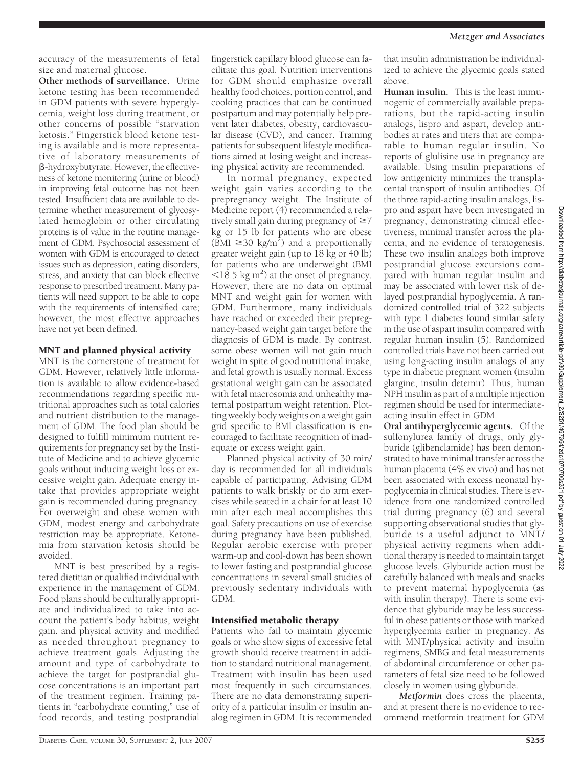accuracy of the measurements of fetal size and maternal glucose.

**Other methods of surveillance.** Urine ketone testing has been recommended in GDM patients with severe hyperglycemia, weight loss during treatment, or other concerns of possible "starvation ketosis." Fingerstick blood ketone testing is available and is more representative of laboratory measurements of β-hydroxybutyrate. However, the effectiveness of ketone monitoring (urine or blood) in improving fetal outcome has not been tested. Insufficient data are available to determine whether measurement of glycosylated hemoglobin or other circulating proteins is of value in the routine management of GDM. Psychosocial assessment of women with GDM is encouraged to detect issues such as depression, eating disorders, stress, and anxiety that can block effective response to prescribed treatment. Many patients will need support to be able to cope with the requirements of intensified care; however, the most effective approaches have not yet been defined.

## MNT and planned physical activity

MNT is the cornerstone of treatment for GDM. However, relatively little information is available to allow evidence-based recommendations regarding specific nutritional approaches such as total calories and nutrient distribution to the management of GDM. The food plan should be designed to fulfill minimum nutrient requirements for pregnancy set by the Institute of Medicine and to achieve glycemic goals without inducing weight loss or excessive weight gain. Adequate energy intake that provides appropriate weight gain is recommended during pregnancy. For overweight and obese women with GDM, modest energy and carbohydrate restriction may be appropriate. Ketonemia from starvation ketosis should be avoided.

MNT is best prescribed by a registered dietitian or qualified individual with experience in the management of GDM. Food plans should be culturally appropriate and individualized to take into account the patient's body habitus, weight gain, and physical activity and modified as needed throughout pregnancy to achieve treatment goals. Adjusting the amount and type of carbohydrate to achieve the target for postprandial glucose concentrations is an important part of the treatment regimen. Training patients in "carbohydrate counting," use of food records, and testing postprandial fingerstick capillary blood glucose can facilitate this goal. Nutrition interventions for GDM should emphasize overall healthy food choices, portion control, and cooking practices that can be continued postpartum and may potentially help prevent later diabetes, obesity, cardiovascular disease (CVD), and cancer. Training patients for subsequent lifestyle modifications aimed at losing weight and increasing physical activity are recommended.

In normal pregnancy, expected weight gain varies according to the prepregnancy weight. The Institute of Medicine report (4) recommended a relatively small gain during pregnancy of ≥7 kg or 15 lb for patients who are obese (BMI ≥30 kg/m$^2$) and a proportionally greater weight gain (up to 18 kg or 40 lb) for patients who are underweight (BMI <18.5 kg m$^2$) at the onset of pregnancy. However, there are no data on optimal MNT and weight gain for women with GDM. Furthermore, many individuals have reached or exceeded their prepregnancy-based weight gain target before the diagnosis of GDM is made. By contrast, some obese women will not gain much weight in spite of good nutritional intake, and fetal growth is usually normal. Excess gestational weight gain can be associated with fetal macrosomia and unhealthy maternal postpartum weight retention. Plotting weekly body weights on a weight gain grid specific to BMI classification is encouraged to facilitate recognition of inadequate or excess weight gain.

Planned physical activity of 30 min/day is recommended for all individuals capable of participating. Advising GDM patients to walk briskly or do arm exercises while seated in a chair for at least 10 min after each meal accomplishes this goal. Safety precautions on use of exercise during pregnancy have been published. Regular aerobic exercise with proper warm-up and cool-down has been shown to lower fasting and postprandial glucose concentrations in several small studies of previously sedentary individuals with GDM.

## Intensified metabolic therapy

Patients who fail to maintain glycemic goals or who show signs of excessive fetal growth should receive treatment in addition to standard nutritional management. Treatment with insulin has been used most frequently in such circumstances. There are no data demonstrating superiority of a particular insulin or insulin analog regimen in GDM. It is recommended that insulin administration be individualized to achieve the glycemic goals stated above.

**Human insulin.** This is the least immunogenic of commercially available preparations, but the rapid-acting insulin analogs, lispro and aspart, develop antibodies at rates and titers that are comparable to human regular insulin. No reports of glulisine use in pregnancy are available. Using insulin preparations of low antigenicity minimizes the transplacental transport of insulin antibodies. Of the three rapid-acting insulin analogs, lispro and aspart have been investigated in pregnancy, demonstrating clinical effectiveness, minimal transfer across the placenta, and no evidence of teratogenesis. These two insulin analogs both improve postprandial glucose excursions compared with human regular insulin and may be associated with lower risk of delayed postprandial hypoglycemia. A randomized controlled trial of 322 subjects with type 1 diabetes found similar safety in the use of aspart insulin compared with regular human insulin (5). Randomized controlled trials have not been carried out using long-acting insulin analog of any type in diabetic pregnant women (insulin glargine, insulin detemir). Thus, human NPH insulin as part of a multiple injection regimen should be used for intermediate-acting insulin effect in GDM.

**Oral antihyperglycemic agents.** Of the sulfonylurea family of drugs, only glyburide (glibenclamide) has been demonstrated to have minimal transfer across the human placenta (4% ex vivo) and has not been associated with excess neonatal hypoglycemia in clinical studies. There is evidence from one randomized controlled trial during pregnancy (6) and several supporting observational studies that glyburide is a useful adjunct to MNT/physical activity regimens when additional therapy is needed to maintain target glucose levels. Glyburide action must be carefully balanced with meals and snacks to prevent maternal hypoglycemia (as with insulin therapy). There is some evidence that glyburide may be less successful in obese patients or those with marked hyperglycemia earlier in pregnancy. As with MNT/physical activity and insulin regimens, SMBG and fetal measurements of abdominal circumference or other parameters of fetal size need to be followed closely in women using glyburide.

*Metformin* does cross the placenta, and at present there is no evidence to recommend metformin treatment for GDM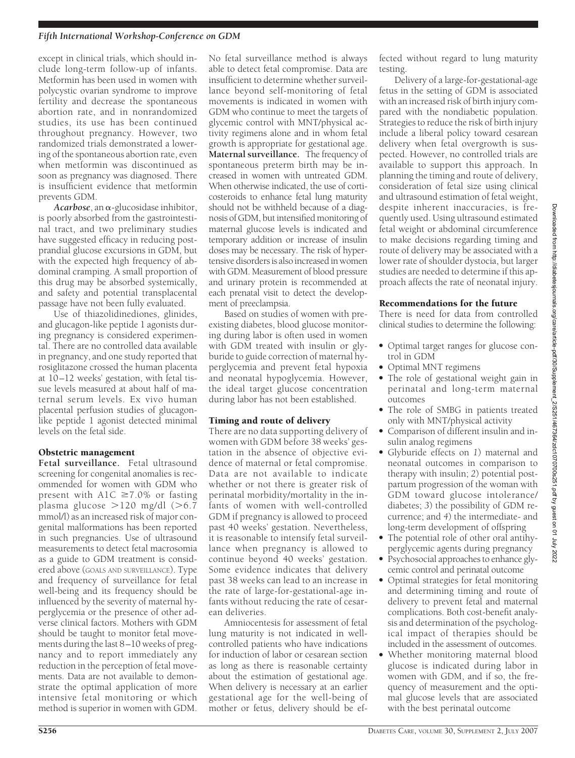except in clinical trials, which should include long-term follow-up of infants. Metformin has been used in women with polycystic ovarian syndrome to improve fertility and decrease the spontaneous abortion rate, and in nonrandomized studies, its use has been continued throughout pregnancy. However, two randomized trials demonstrated a lowering of the spontaneous abortion rate, even when metformin was discontinued as soon as pregnancy was diagnosed. There is insufficient evidence that metformin prevents GDM.

*Acarbose*, an α-glucosidase inhibitor, is poorly absorbed from the gastrointestinal tract, and two preliminary studies have suggested efficacy in reducing postprandial glucose excursions in GDM, but with the expected high frequency of abdominal cramping. A small proportion of this drug may be absorbed systemically, and safety and potential transplacental passage have not been fully evaluated.

Use of thiazolidinediones, glinides, and glucagon-like peptide 1 agonists during pregnancy is considered experimental. There are no controlled data available in pregnancy, and one study reported that rosiglitazone crossed the human placenta at 10–12 weeks' gestation, with fetal tissue levels measured at about half of maternal serum levels. Ex vivo human placental perfusion studies of glucagon-like peptide 1 agonist detected minimal levels on the fetal side.

## Obstetric management

**Fetal surveillance.** Fetal ultrasound screening for congenital anomalies is recommended for women with GDM who present with A1C ≥7.0% or fasting plasma glucose >120 mg/dl (>6.7 mmol/l) as an increased risk of major congenital malformations has been reported in such pregnancies. Use of ultrasound measurements to detect fetal macrosomia as a guide to GDM treatment is considered above (GOALS AND SURVEILLANCE). Type and frequency of surveillance for fetal well-being and its frequency should be influenced by the severity of maternal hyperglycemia or the presence of other adverse clinical factors. Mothers with GDM should be taught to monitor fetal movements during the last 8–10 weeks of pregnancy and to report immediately any reduction in the perception of fetal movements. Data are not available to demonstrate the optimal application of more intensive fetal monitoring or which method is superior in women with GDM. No fetal surveillance method is always able to detect fetal compromise. Data are insufficient to determine whether surveillance beyond self-monitoring of fetal movements is indicated in women with GDM who continue to meet the targets of glycemic control with MNT/physical activity regimens alone and in whom fetal growth is appropriate for gestational age.

**Maternal surveillance.** The frequency of spontaneous preterm birth may be increased in women with untreated GDM. When otherwise indicated, the use of corticosteroids to enhance fetal lung maturity should not be withheld because of a diagnosis of GDM, but intensified monitoring of maternal glucose levels is indicated and temporary addition or increase of insulin doses may be necessary. The risk of hypertensive disorders is also increased in women with GDM. Measurement of blood pressure and urinary protein is recommended at each prenatal visit to detect the development of preeclampsia.

Based on studies of women with preexisting diabetes, blood glucose monitoring during labor is often used in women with GDM treated with insulin or glyburide to guide correction of maternal hyperglycemia and prevent fetal hypoxia and neonatal hypoglycemia. However, the ideal target glucose concentration during labor has not been established.

## Timing and route of delivery

There are no data supporting delivery of women with GDM before 38 weeks' gestation in the absence of objective evidence of maternal or fetal compromise. Data are not available to indicate whether or not there is greater risk of perinatal morbidity/mortality in the infants of women with well-controlled GDM if pregnancy is allowed to proceed past 40 weeks' gestation. Nevertheless, it is reasonable to intensify fetal surveillance when pregnancy is allowed to continue beyond 40 weeks' gestation. Some evidence indicates that delivery past 38 weeks can lead to an increase in the rate of large-for-gestational-age infants without reducing the rate of cesarean deliveries.

Amniocentesis for assessment of fetal lung maturity is not indicated in well-controlled patients who have indications for induction of labor or cesarean section as long as there is reasonable certainty about the estimation of gestational age. When delivery is necessary at an earlier gestational age for the well-being of mother or fetus, delivery should be effected without regard to lung maturity testing.

Delivery of a large-for-gestational-age fetus in the setting of GDM is associated with an increased risk of birth injury compared with the nondiabetic population. Strategies to reduce the risk of birth injury include a liberal policy toward cesarean delivery when fetal overgrowth is suspected. However, no controlled trials are available to support this approach. In planning the timing and route of delivery, consideration of fetal size using clinical and ultrasound estimation of fetal weight, despite inherent inaccuracies, is frequently used. Using ultrasound estimated fetal weight or abdominal circumference to make decisions regarding timing and route of delivery may be associated with a lower rate of shoulder dystocia, but larger studies are needed to determine if this approach affects the rate of neonatal injury.

## Recommendations for the future

There is need for data from controlled clinical studies to determine the following:

- Optimal target ranges for glucose control in GDM
- Optimal MNT regimens
- The role of gestational weight gain in perinatal and long-term maternal outcomes
- The role of SMBG in patients treated only with MNT/physical activity
- Comparison of different insulin and insulin analog regimens
- Glyburide effects on *1*) maternal and neonatal outcomes in comparison to therapy with insulin; *2*) potential postpartum progression of the woman with GDM toward glucose intolerance/diabetes; *3*) the possibility of GDM recurrence; and *4*) the intermediate- and long-term development of offspring
- The potential role of other oral antihyperglycemic agents during pregnancy
- Psychosocial approaches to enhance glycemic control and perinatal outcome
- Optimal strategies for fetal monitoring and determining timing and route of delivery to prevent fetal and maternal complications. Both cost-benefit analysis and determination of the psychological impact of therapies should be included in the assessment of outcomes.
- Whether monitoring maternal blood glucose is indicated during labor in women with GDM, and if so, the frequency of measurement and the optimal glucose levels that are associated with the best perinatal outcome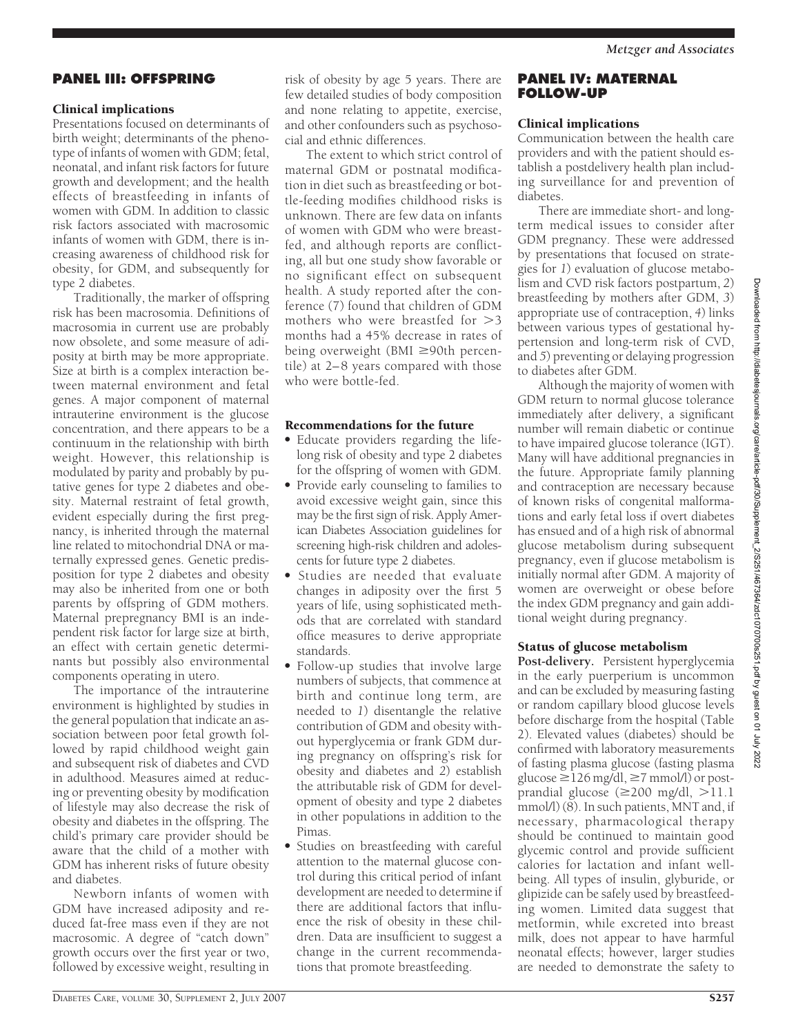## PANEL III: OFFSPRING

### Clinical implications

Presentations focused on determinants of birth weight; determinants of the phenotype of infants of women with GDM; fetal, neonatal, and infant risk factors for future growth and development; and the health effects of breastfeeding in infants of women with GDM. In addition to classic risk factors associated with macrosomic infants of women with GDM, there is increasing awareness of childhood risk for obesity, for GDM, and subsequently for type 2 diabetes.

Traditionally, the marker of offspring risk has been macrosomia. Definitions of macrosomia in current use are probably now obsolete, and some measure of adiposity at birth may be more appropriate. Size at birth is a complex interaction between maternal environment and fetal genes. A major component of maternal intrauterine environment is the glucose concentration, and there appears to be a continuum in the relationship with birth weight. However, this relationship is modulated by parity and probably by putative genes for type 2 diabetes and obesity. Maternal restraint of fetal growth, evident especially during the first pregnancy, is inherited through the maternal line related to mitochondrial DNA or maternally expressed genes. Genetic predisposition for type 2 diabetes and obesity may also be inherited from one or both parents by offspring of GDM mothers. Maternal prepregnancy BMI is an independent risk factor for large size at birth, an effect with certain genetic determinants but possibly also environmental components operating in utero.

The importance of the intrauterine environment is highlighted by studies in the general population that indicate an association between poor fetal growth followed by rapid childhood weight gain and subsequent risk of diabetes and CVD in adulthood. Measures aimed at reducing or preventing obesity by modification of lifestyle may also decrease the risk of obesity and diabetes in the offspring. The child's primary care provider should be aware that the child of a mother with GDM has inherent risks of future obesity and diabetes.

Newborn infants of women with GDM have increased adiposity and reduced fat-free mass even if they are not macrosomic. A degree of "catch down" growth occurs over the first year or two, followed by excessive weight, resulting in risk of obesity by age 5 years. There are few detailed studies of body composition and none relating to appetite, exercise, and other confounders such as psychosocial and ethnic differences.

The extent to which strict control of maternal GDM or postnatal modification in diet such as breastfeeding or bottle-feeding modifies childhood risks is unknown. There are few data on infants of women with GDM who were breastfed, and although reports are conflicting, all but one study show favorable or no significant effect on subsequent health. A study reported after the conference (7) found that children of GDM mothers who were breastfed for >3 months had a 45% decrease in rates of being overweight (BMI ≥90th percentile) at 2–8 years compared with those who were bottle-fed.

### Recommendations for the future

- Educate providers regarding the lifelong risk of obesity and type 2 diabetes for the offspring of women with GDM.
- Provide early counseling to families to avoid excessive weight gain, since this may be the first sign of risk. Apply American Diabetes Association guidelines for screening high-risk children and adolescents for future type 2 diabetes.
- Studies are needed that evaluate changes in adiposity over the first 5 years of life, using sophisticated methods that are correlated with standard office measures to derive appropriate standards.
- Follow-up studies that involve large numbers of subjects, that commence at birth and continue long term, are needed to *1*) disentangle the relative contribution of GDM and obesity without hyperglycemia or frank GDM during pregnancy on offspring's risk for obesity and diabetes and *2*) establish the attributable risk of GDM for development of obesity and type 2 diabetes in other populations in addition to the Pimas.
- Studies on breastfeeding with careful attention to the maternal glucose control during this critical period of infant development are needed to determine if there are additional factors that influence the risk of obesity in these children. Data are insufficient to suggest a change in the current recommendations that promote breastfeeding.

## PANEL IV: MATERNAL FOLLOW-UP

### Clinical implications

Communication between the health care providers and with the patient should establish a postdelivery health plan including surveillance for and prevention of diabetes.

There are immediate short- and long-term medical issues to consider after GDM pregnancy. These were addressed by presentations that focused on strategies for *1*) evaluation of glucose metabolism and CVD risk factors postpartum, *2*) breastfeeding by mothers after GDM, *3*) appropriate use of contraception, *4*) links between various types of gestational hypertension and long-term risk of CVD, and *5*) preventing or delaying progression to diabetes after GDM.

Although the majority of women with GDM return to normal glucose tolerance immediately after delivery, a significant number will remain diabetic or continue to have impaired glucose tolerance (IGT). Many will have additional pregnancies in the future. Appropriate family planning and contraception are necessary because of known risks of congenital malformations and early fetal loss if overt diabetes has ensued and of a high risk of abnormal glucose metabolism during subsequent pregnancy, even if glucose metabolism is initially normal after GDM. A majority of women are overweight or obese before the index GDM pregnancy and gain additional weight during pregnancy.

### Status of glucose metabolism

**Post-delivery.** Persistent hyperglycemia in the early puerperium is uncommon and can be excluded by measuring fasting or random capillary blood glucose levels before discharge from the hospital (Table 2). Elevated values (diabetes) should be confirmed with laboratory measurements of fasting plasma glucose (fasting plasma glucose ≥126 mg/dl, ≥7 mmol/l) or postprandial glucose (≥200 mg/dl, >11.1 mmol/l) (8). In such patients, MNT and, if necessary, pharmacological therapy should be continued to maintain good glycemic control and provide sufficient calories for lactation and infant well-being. All types of insulin, glyburide, or glipizide can be safely used by breastfeeding women. Limited data suggest that metformin, while excreted into breast milk, does not appear to have harmful neonatal effects; however, larger studies are needed to demonstrate the safety to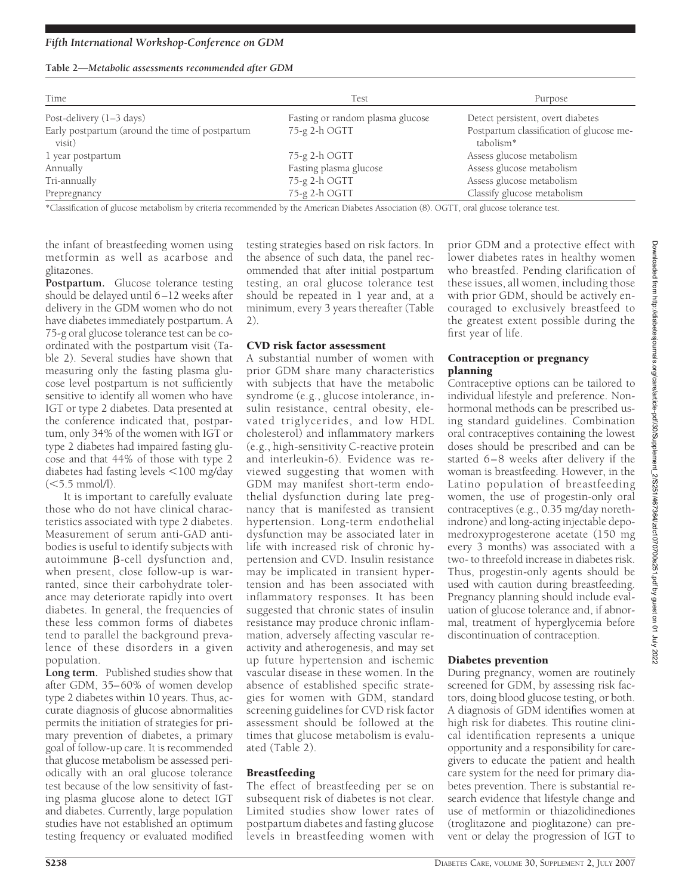**Table 2—*Metabolic assessments recommended after GDM***

| Time | Test | Purpose |
| --- | --- | --- |
| Post-delivery (1–3 days) | Fasting or random plasma glucose | Detect persistent, overt diabetes |
| Early postpartum (around the time of postpartum visit) | 75-g 2-h OGTT | Postpartum classification of glucose metabolism* |
| 1 year postpartum | 75-g 2-h OGTT | Assess glucose metabolism |
| Annually | Fasting plasma glucose | Assess glucose metabolism |
| Tri-annually | 75-g 2-h OGTT | Assess glucose metabolism |
| Prepregnancy | 75-g 2-h OGTT | Classify glucose metabolism |

*Classification of glucose metabolism by criteria recommended by the American Diabetes Association (8). OGTT, oral glucose tolerance test.

the infant of breastfeeding women using metformin as well as acarbose and glitazones.

**Postpartum.** Glucose tolerance testing should be delayed until 6–12 weeks after delivery in the GDM women who do not have diabetes immediately postpartum. A 75-g oral glucose tolerance test can be coordinated with the postpartum visit (Table 2). Several studies have shown that measuring only the fasting plasma glucose level postpartum is not sufficiently sensitive to identify all women who have IGT or type 2 diabetes. Data presented at the conference indicated that, postpartum, only 34% of the women with IGT or type 2 diabetes had impaired fasting glucose and that 44% of those with type 2 diabetes had fasting levels <100 mg/day (<5.5 mmol/l).

It is important to carefully evaluate those who do not have clinical characteristics associated with type 2 diabetes. Measurement of serum anti-GAD antibodies is useful to identify subjects with autoimmune β-cell dysfunction and, when present, close follow-up is warranted, since their carbohydrate tolerance may deteriorate rapidly into overt diabetes. In general, the frequencies of these less common forms of diabetes tend to parallel the background prevalence of these disorders in a given population.

**Long term.** Published studies show that after GDM, 35–60% of women develop type 2 diabetes within 10 years. Thus, accurate diagnosis of glucose abnormalities permits the initiation of strategies for primary prevention of diabetes, a primary goal of follow-up care. It is recommended that glucose metabolism be assessed periodically with an oral glucose tolerance test because of the low sensitivity of fasting plasma glucose alone to detect IGT and diabetes. Currently, large population studies have not established an optimum testing frequency or evaluated modified testing strategies based on risk factors. In the absence of such data, the panel recommended that after initial postpartum testing, an oral glucose tolerance test should be repeated in 1 year and, at a minimum, every 3 years thereafter (Table 2).

## CVD risk factor assessment

A substantial number of women with prior GDM share many characteristics with subjects that have the metabolic syndrome (e.g., glucose intolerance, insulin resistance, central obesity, elevated triglycerides, and low HDL cholesterol) and inflammatory markers (e.g., high-sensitivity C-reactive protein and interleukin-6). Evidence was reviewed suggesting that women with GDM may manifest short-term endothelial dysfunction during late pregnancy that is manifested as transient hypertension. Long-term endothelial dysfunction may be associated later in life with increased risk of chronic hypertension and CVD. Insulin resistance may be implicated in transient hypertension and has been associated with inflammatory responses. It has been suggested that chronic states of insulin resistance may produce chronic inflammation, adversely affecting vascular reactivity and atherogenesis, and may set up future hypertension and ischemic vascular disease in these women. In the absence of established specific strategies for women with GDM, standard screening guidelines for CVD risk factor assessment should be followed at the times that glucose metabolism is evaluated (Table 2).

## Breastfeeding

The effect of breastfeeding per se on subsequent risk of diabetes is not clear. Limited studies show lower rates of postpartum diabetes and fasting glucose levels in breastfeeding women with prior GDM and a protective effect with lower diabetes rates in healthy women who breastfed. Pending clarification of these issues, all women, including those with prior GDM, should be actively encouraged to exclusively breastfeed to the greatest extent possible during the first year of life.

## Contraception or pregnancy planning

Contraceptive options can be tailored to individual lifestyle and preference. Nonhormonal methods can be prescribed using standard guidelines. Combination oral contraceptives containing the lowest doses should be prescribed and can be started 6–8 weeks after delivery if the woman is breastfeeding. However, in the Latino population of breastfeeding women, the use of progestin-only oral contraceptives (e.g., 0.35 mg/day norethindrone) and long-acting injectable depomedroxyprogesterone acetate (150 mg every 3 months) was associated with a two- to threefold increase in diabetes risk. Thus, progestin-only agents should be used with caution during breastfeeding. Pregnancy planning should include evaluation of glucose tolerance and, if abnormal, treatment of hyperglycemia before discontinuation of contraception.

## Diabetes prevention

During pregnancy, women are routinely screened for GDM, by assessing risk factors, doing blood glucose testing, or both. A diagnosis of GDM identifies women at high risk for diabetes. This routine clinical identification represents a unique opportunity and a responsibility for caregivers to educate the patient and health care system for the need for primary diabetes prevention. There is substantial research evidence that lifestyle change and use of metformin or thiazolidinediones (troglitazone and pioglitazone) can prevent or delay the progression of IGT to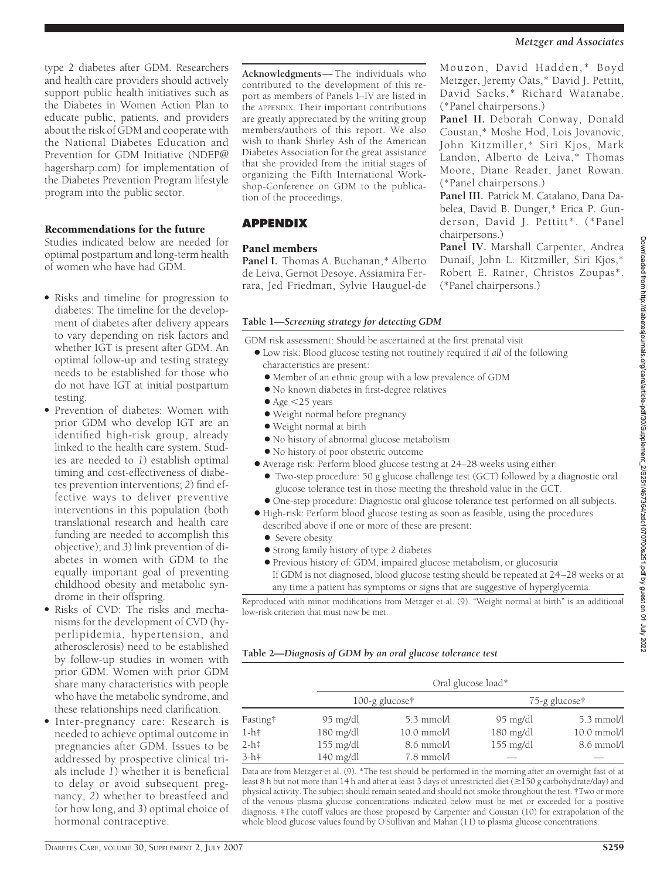type 2 diabetes after GDM. Researchers and health care providers should actively support public health initiatives such as the Diabetes in Women Action Plan to educate public, patients, and providers about the risk of GDM and cooperate with the National Diabetes Education and Prevention for GDM Initiative (NDEP@hagersharp.com) for implementation of the Diabetes Prevention Program lifestyle program into the public sector.

### Recommendations for the future

Studies indicated below are needed for optimal postpartum and long-term health of women who have had GDM.

- Risks and timeline for progression to diabetes: The timeline for the development of diabetes after delivery appears to vary depending on risk factors and whether IGT is present after GDM. An optimal follow-up and testing strategy needs to be established for those who do not have IGT at initial postpartum testing.
- Prevention of diabetes: Women with prior GDM who develop IGT are an identified high-risk group, already linked to the health care system. Studies are needed to *1*) establish optimal timing and cost-effectiveness of diabetes prevention interventions; *2*) find effective ways to deliver preventive interventions in this population (both translational research and health care funding are needed to accomplish this objective); and *3*) link prevention of diabetes in women with GDM to the equally important goal of preventing childhood obesity and metabolic syndrome in their offspring.
- Risks of CVD: The risks and mechanisms for the development of CVD (hyperlipidemia, hypertension, and atherosclerosis) need to be established by follow-up studies in women with prior GDM. Women with prior GDM share many characteristics with people who have the metabolic syndrome, and these relationships need clarification.
- Inter-pregnancy care: Research is needed to achieve optimal outcome in pregnancies after GDM. Issues to be addressed by prospective clinical trials include *1*) whether it is beneficial to delay or avoid subsequent pregnancy, *2*) whether to breastfeed and for how long, and *3*) optimal choice of hormonal contraceptive.

**Acknowledgments**— The individuals who contributed to the development of this report as members of Panels I–IV are listed in the APPENDIX. Their important contributions are greatly appreciated by the writing group members/authors of this report. We also wish to thank Shirley Ash of the American Diabetes Association for the great assistance that she provided from the initial stages of organizing the Fifth International Workshop-Conference on GDM to the publication of the proceedings.

## APPENDIX

### Panel members

**Panel I.** Thomas A. Buchanan,* Alberto de Leiva, Gernot Desoye, Assiamira Ferrara, Jed Friedman, Sylvie Hauguel-de Mouzon, David Hadden,* Boyd Metzger, Jeremy Oats,* David J. Pettitt, David Sacks,* Richard Watanabe. (*Panel chairpersons.)

**Panel II.** Deborah Conway, Donald Coustan,* Moshe Hod, Lois Jovanovic, John Kitzmiller,* Siri Kjos, Mark Landon, Alberto de Leiva,* Thomas Moore, Diane Reader, Janet Rowan. (*Panel chairpersons.)

**Panel III.** Patrick M. Catalano, Dana Dabelea, David B. Dunger,* Erica P. Gunderson, David J. Pettitt*. (*Panel chairpersons.)

**Panel IV.** Marshall Carpenter, Andrea Dunaif, John L. Kitzmiller, Siri Kjos,* Robert E. Ratner, Christos Zoupas*. (*Panel chairpersons.)

**Table 1—*Screening strategy for detecting GDM***

GDM risk assessment: Should be ascertained at the first prenatal visit

- Low risk: Blood glucose testing not routinely required if *all* of the following characteristics are present:
  - Member of an ethnic group with a low prevalence of GDM
  - No known diabetes in first-degree relatives
  - Age <25 years
  - Weight normal before pregnancy
  - Weight normal at birth
  - No history of abnormal glucose metabolism
  - No history of poor obstetric outcome
- Average risk: Perform blood glucose testing at 24–28 weeks using either:
  - Two-step procedure: 50 g glucose challenge test (GCT) followed by a diagnostic oral glucose tolerance test in those meeting the threshold value in the GCT.
  - One-step procedure: Diagnostic oral glucose tolerance test performed on all subjects.
- High-risk: Perform blood glucose testing as soon as feasible, using the procedures described above if one or more of these are present:
  - Severe obesity
  - Strong family history of type 2 diabetes
  - Previous history of: GDM, impaired glucose metabolism, or glucosuria

  If GDM is not diagnosed, blood glucose testing should be repeated at 24–28 weeks or at any time a patient has symptoms or signs that are suggestive of hyperglycemia.

Reproduced with minor modifications from Metzger et al. (9). "Weight normal at birth" is an additional low-risk criterion that must now be met.

**Table 2—*Diagnosis of GDM by an oral glucose tolerance test***

| | Oral glucose load* | | | |
|---|---|---|---|---|
| | 100-g glucose† | | 75-g glucose† | |
| Fasting‡ | 95 mg/dl | 5.3 mmol/l | 95 mg/dl | 5.3 mmol/l |
| 1-h‡ | 180 mg/dl | 10.0 mmol/l | 180 mg/dl | 10.0 mmol/l |
| 2-h‡ | 155 mg/dl | 8.6 mmol/l | 155 mg/dl | 8.6 mmol/l |
| 3-h‡ | 140 mg/dl | 7.8 mmol/l | — | — |

Data are from Metzger et al. (9). *The test should be performed in the morning after an overnight fast of at least 8 h but not more than 14 h and after at least 3 days of unrestricted diet (≥150 g carbohydrate/day) and physical activity. The subject should remain seated and should not smoke throughout the test. †Two or more of the venous plasma glucose concentrations indicated below must be met or exceeded for a positive diagnosis. ‡The cutoff values are those proposed by Carpenter and Coustan (10) for extrapolation of the whole blood glucose values found by O'Sullivan and Mahan (11) to plasma glucose concentrations.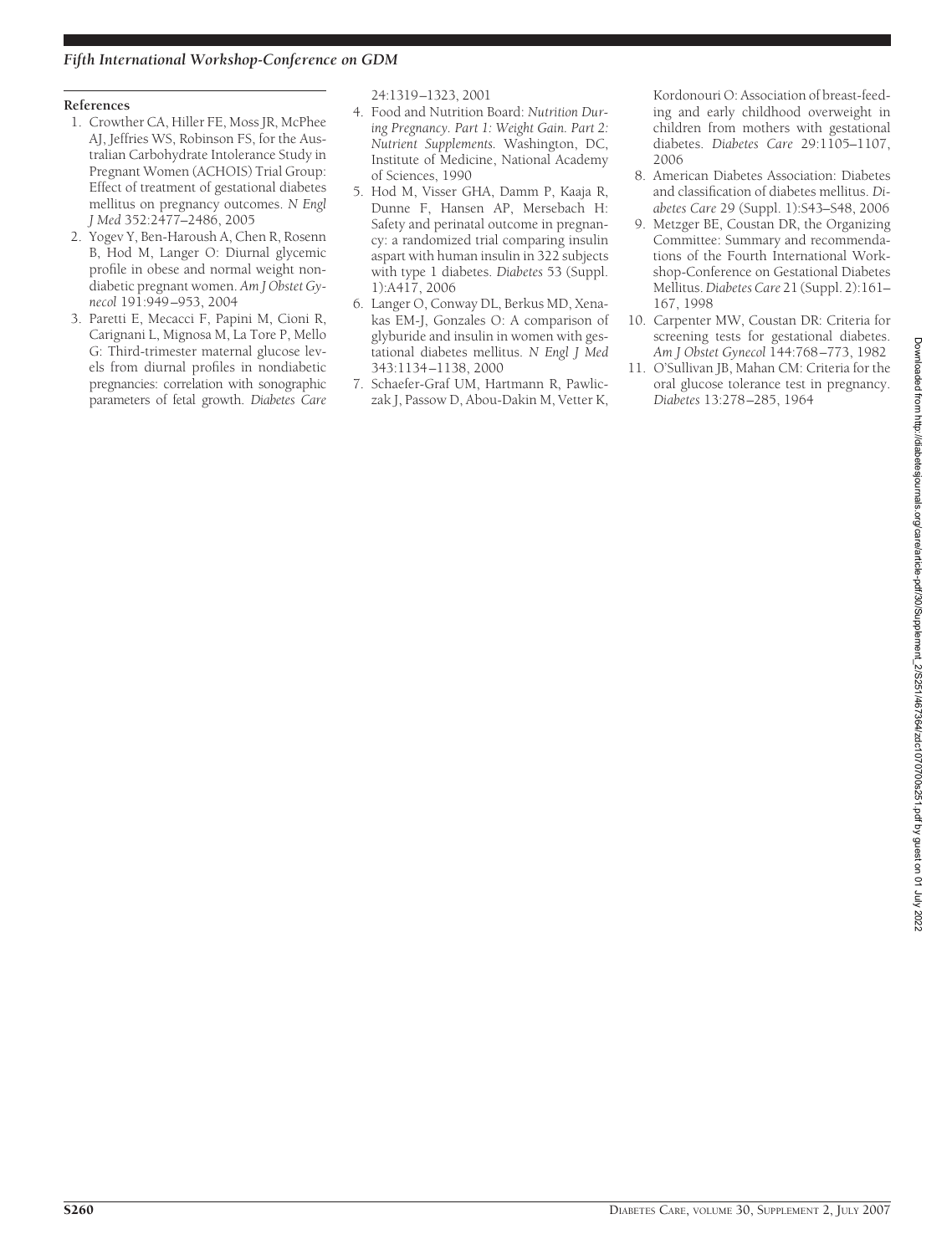## References

1. Crowther CA, Hiller FE, Moss JR, McPhee AJ, Jeffries WS, Robinson FS, for the Australian Carbohydrate Intolerance Study in Pregnant Women (ACHOIS) Trial Group: Effect of treatment of gestational diabetes mellitus on pregnancy outcomes. *N Engl J Med* 352:2477–2486, 2005
2. Yogev Y, Ben-Haroush A, Chen R, Rosenn B, Hod M, Langer O: Diurnal glycemic profile in obese and normal weight nondiabetic pregnant women. *Am J Obstet Gynecol* 191:949–953, 2004
3. Paretti E, Mecacci F, Papini M, Cioni R, Carignani L, Mignosa M, La Tore P, Mello G: Third-trimester maternal glucose levels from diurnal profiles in nondiabetic pregnancies: correlation with sonographic parameters of fetal growth. *Diabetes Care* 24:1319–1323, 2001
4. Food and Nutrition Board: *Nutrition During Pregnancy. Part 1: Weight Gain. Part 2: Nutrient Supplements.* Washington, DC, Institute of Medicine, National Academy of Sciences, 1990
5. Hod M, Visser GHA, Damm P, Kaaja R, Dunne F, Hansen AP, Mersebach H: Safety and perinatal outcome in pregnancy: a randomized trial comparing insulin aspart with human insulin in 322 subjects with type 1 diabetes. *Diabetes* 53 (Suppl. 1):A417, 2006
6. Langer O, Conway DL, Berkus MD, Xenakas EM-J, Gonzales O: A comparison of glyburide and insulin in women with gestational diabetes mellitus. *N Engl J Med* 343:1134–1138, 2000
7. Schaefer-Graf UM, Hartmann R, Pawliczak J, Passow D, Abou-Dakin M, Vetter K, Kordonouri O: Association of breast-feeding and early childhood overweight in children from mothers with gestational diabetes. *Diabetes Care* 29:1105–1107, 2006
8. American Diabetes Association: Diabetes and classification of diabetes mellitus. *Diabetes Care* 29 (Suppl. 1):S43–S48, 2006
9. Metzger BE, Coustan DR, the Organizing Committee: Summary and recommendations of the Fourth International Workshop-Conference on Gestational Diabetes Mellitus. *Diabetes Care* 21 (Suppl. 2):161–167, 1998
10. Carpenter MW, Coustan DR: Criteria for screening tests for gestational diabetes. *Am J Obstet Gynecol* 144:768–773, 1982
11. O'Sullivan JB, Mahan CM: Criteria for the oral glucose tolerance test in pregnancy. *Diabetes* 13:278–285, 1964